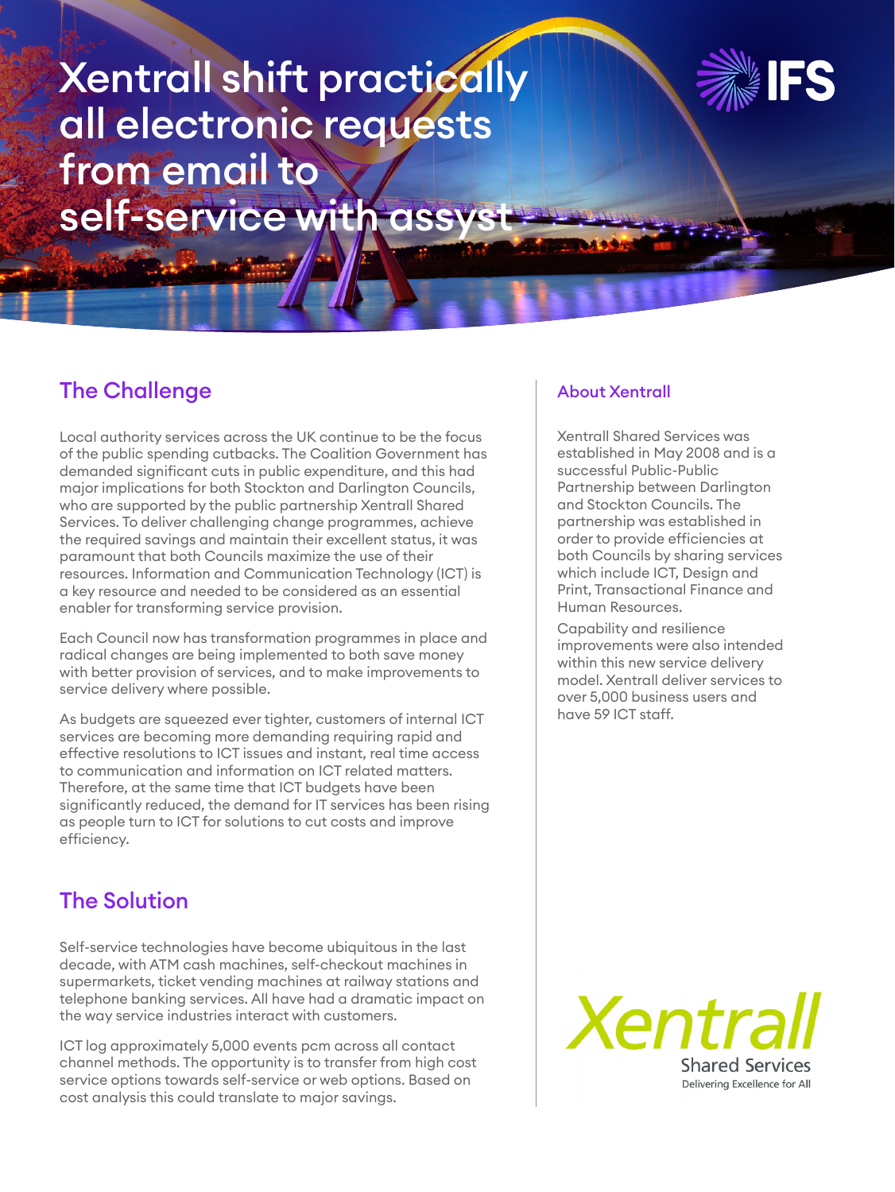# Xentrall shift practically all electronic requests from email to self-service with assyst

## The Challenge

Local authority services across the UK continue to be the focus of the public spending cutbacks. The Coalition Government has demanded significant cuts in public expenditure, and this had major implications for both Stockton and Darlington Councils, who are supported by the public partnership Xentrall Shared Services. To deliver challenging change programmes, achieve the required savings and maintain their excellent status, it was paramount that both Councils maximize the use of their resources. Information and Communication Technology (ICT) is a key resource and needed to be considered as an essential enabler for transforming service provision.

Each Council now has transformation programmes in place and radical changes are being implemented to both save money with better provision of services, and to make improvements to service delivery where possible.

As budgets are squeezed ever tighter, customers of internal ICT services are becoming more demanding requiring rapid and effective resolutions to ICT issues and instant, real time access to communication and information on ICT related matters. Therefore, at the same time that ICT budgets have been significantly reduced, the demand for IT services has been rising as people turn to ICT for solutions to cut costs and improve efficiency.

## The Solution

Self-service technologies have become ubiquitous in the last decade, with ATM cash machines, self-checkout machines in supermarkets, ticket vending machines at railway stations and telephone banking services. All have had a dramatic impact on the way service industries interact with customers.

ICT log approximately 5,000 events pcm across all contact channel methods. The opportunity is to transfer from high cost service options towards self-service or web options. Based on cost analysis this could translate to major savings.

### About Xentrall

Xentrall Shared Services was established in May 2008 and is a successful Public-Public Partnership between Darlington and Stockton Councils. The partnership was established in order to provide efficiencies at both Councils by sharing services which include ICT, Design and Print, Transactional Finance and Human Resources.

Capability and resilience improvements were also intended within this new service delivery model. Xentrall deliver services to over 5,000 business users and have 59 ICT staff.

Xentrall Shared Services
Delivering Excellence for All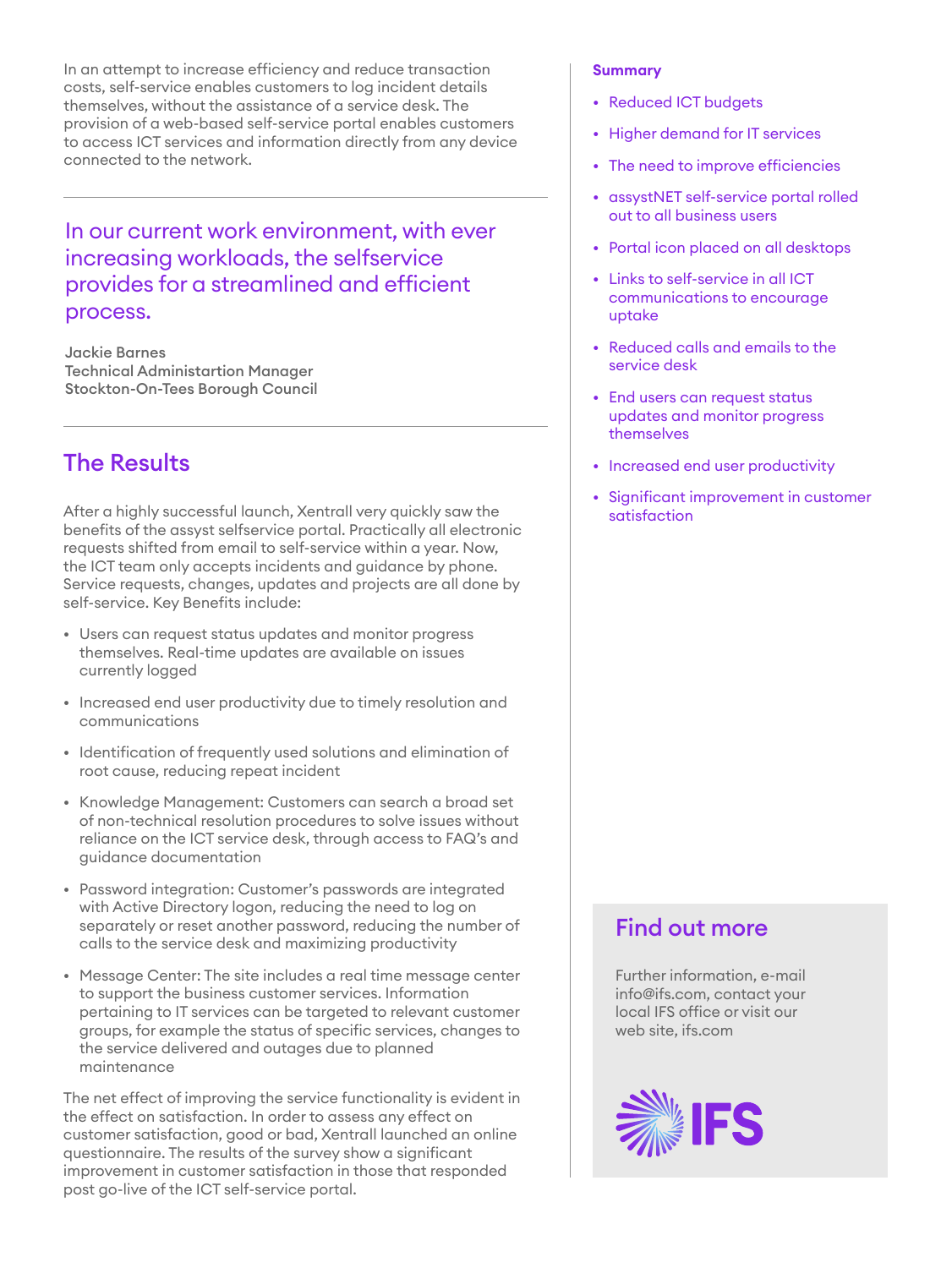In an attempt to increase efficiency and reduce transaction costs, self-service enables customers to log incident details themselves, without the assistance of a service desk. The provision of a web-based self-service portal enables customers to access ICT services and information directly from any device connected to the network.

> In our current work environment, with ever increasing workloads, the selfservice provides for a streamlined and efficient process.

**Jackie Barnes**
**Technical Administartion Manager**
**Stockton-On-Tees Borough Council**

## The Results

After a highly successful launch, Xentrall very quickly saw the benefits of the assyst selfservice portal. Practically all electronic requests shifted from email to self-service within a year. Now, the ICT team only accepts incidents and guidance by phone. Service requests, changes, updates and projects are all done by self-service. Key Benefits include:

- Users can request status updates and monitor progress themselves. Real-time updates are available on issues currently logged
- Increased end user productivity due to timely resolution and communications
- Identification of frequently used solutions and elimination of root cause, reducing repeat incident
- Knowledge Management: Customers can search a broad set of non-technical resolution procedures to solve issues without reliance on the ICT service desk, through access to FAQ's and guidance documentation
- Password integration: Customer's passwords are integrated with Active Directory logon, reducing the need to log on separately or reset another password, reducing the number of calls to the service desk and maximizing productivity
- Message Center: The site includes a real time message center to support the business customer services. Information pertaining to IT services can be targeted to relevant customer groups, for example the status of specific services, changes to the service delivered and outages due to planned maintenance

The net effect of improving the service functionality is evident in the effect on satisfaction. In order to assess any effect on customer satisfaction, good or bad, Xentrall launched an online questionnaire. The results of the survey show a significant improvement in customer satisfaction in those that responded post go-live of the ICT self-service portal.

**Summary**

- Reduced ICT budgets
- Higher demand for IT services
- The need to improve efficiencies
- assystNET self-service portal rolled out to all business users
- Portal icon placed on all desktops
- Links to self-service in all ICT communications to encourage uptake
- Reduced calls and emails to the service desk
- End users can request status updates and monitor progress themselves
- Increased end user productivity
- Significant improvement in customer satisfaction

## Find out more

Further information, e-mail info@ifs.com, contact your local IFS office or visit our web site, ifs.com

IFS